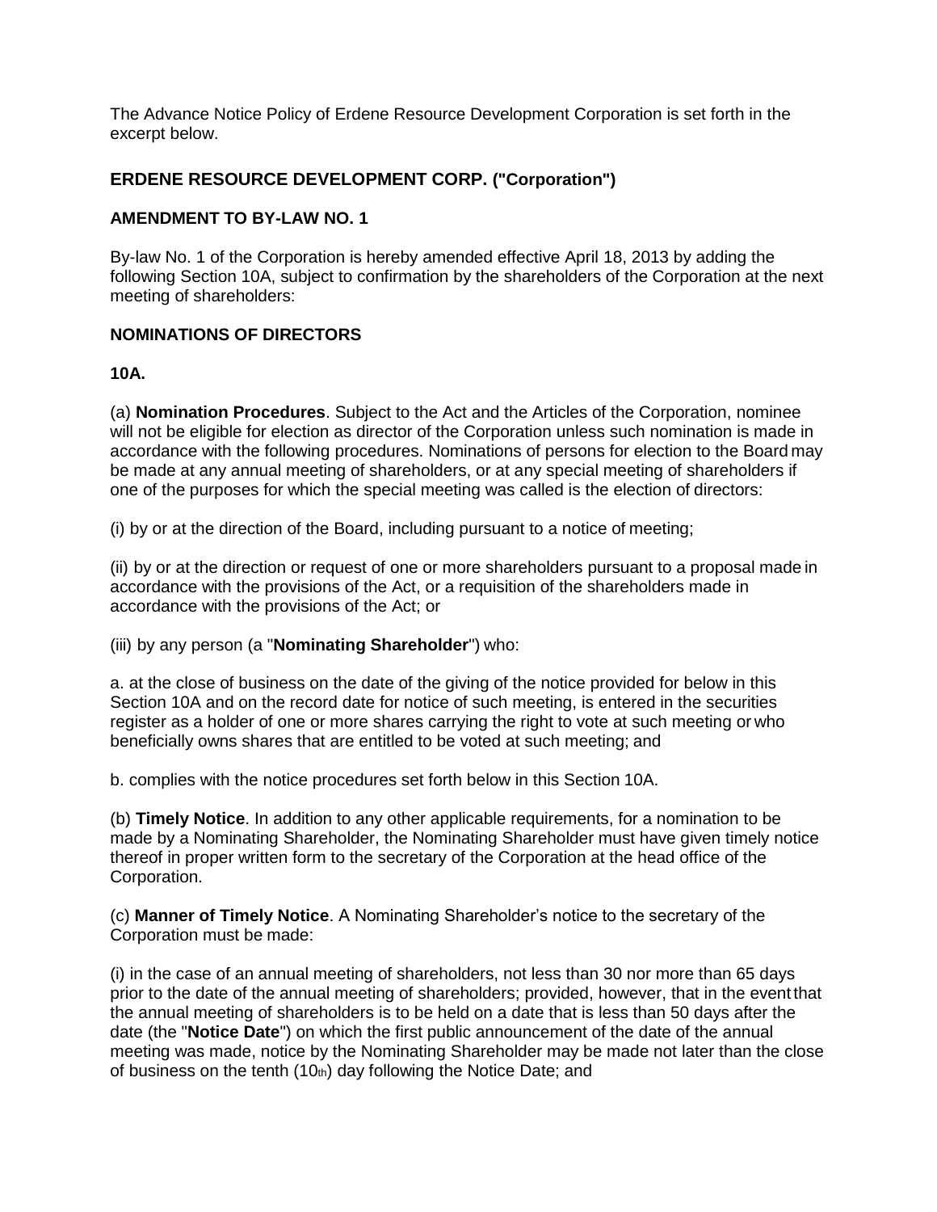The Advance Notice Policy of Erdene Resource Development Corporation is set forth in the excerpt below.

## ERDENE RESOURCE DEVELOPMENT CORP. ("Corporation")

### AMENDMENT TO BY-LAW NO. 1

By-law No. 1 of the Corporation is hereby amended effective April 18, 2013 by adding the following Section 10A, subject to confirmation by the shareholders of the Corporation at the next meeting of shareholders:

### NOMINATIONS OF DIRECTORS

**10A.**

(a) **Nomination Procedures**. Subject to the Act and the Articles of the Corporation, nominee will not be eligible for election as director of the Corporation unless such nomination is made in accordance with the following procedures. Nominations of persons for election to the Board may be made at any annual meeting of shareholders, or at any special meeting of shareholders if one of the purposes for which the special meeting was called is the election of directors:

(i) by or at the direction of the Board, including pursuant to a notice of meeting;

(ii) by or at the direction or request of one or more shareholders pursuant to a proposal made in accordance with the provisions of the Act, or a requisition of the shareholders made in accordance with the provisions of the Act; or

(iii) by any person (a "**Nominating Shareholder**") who:

a. at the close of business on the date of the giving of the notice provided for below in this Section 10A and on the record date for notice of such meeting, is entered in the securities register as a holder of one or more shares carrying the right to vote at such meeting or who beneficially owns shares that are entitled to be voted at such meeting; and

b. complies with the notice procedures set forth below in this Section 10A.

(b) **Timely Notice**. In addition to any other applicable requirements, for a nomination to be made by a Nominating Shareholder, the Nominating Shareholder must have given timely notice thereof in proper written form to the secretary of the Corporation at the head office of the Corporation.

(c) **Manner of Timely Notice**. A Nominating Shareholder's notice to the secretary of the Corporation must be made:

(i) in the case of an annual meeting of shareholders, not less than 30 nor more than 65 days prior to the date of the annual meeting of shareholders; provided, however, that in the event that the annual meeting of shareholders is to be held on a date that is less than 50 days after the date (the "**Notice Date**") on which the first public announcement of the date of the annual meeting was made, notice by the Nominating Shareholder may be made not later than the close of business on the tenth (10th) day following the Notice Date; and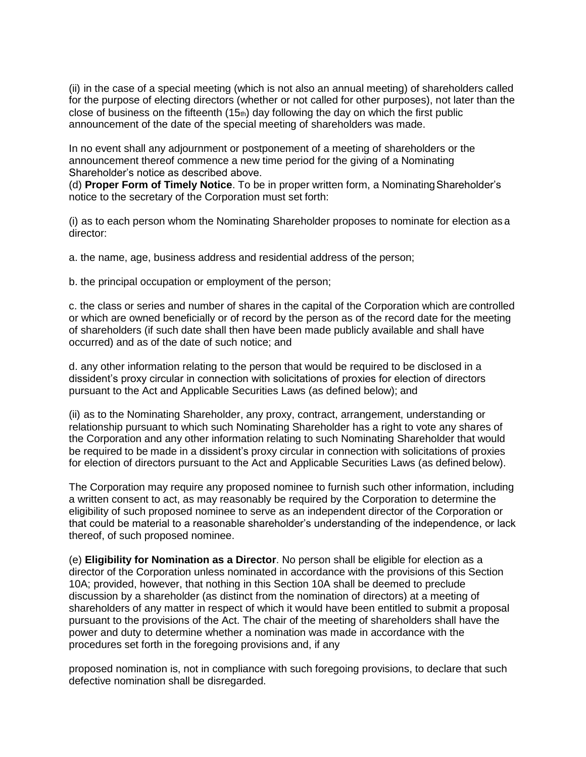(ii) in the case of a special meeting (which is not also an annual meeting) of shareholders called for the purpose of electing directors (whether or not called for other purposes), not later than the close of business on the fifteenth (15th) day following the day on which the first public announcement of the date of the special meeting of shareholders was made.

In no event shall any adjournment or postponement of a meeting of shareholders or the announcement thereof commence a new time period for the giving of a Nominating Shareholder's notice as described above.

(d) **Proper Form of Timely Notice**. To be in proper written form, a Nominating Shareholder's notice to the secretary of the Corporation must set forth:

(i) as to each person whom the Nominating Shareholder proposes to nominate for election as a director:

a. the name, age, business address and residential address of the person;

b. the principal occupation or employment of the person;

c. the class or series and number of shares in the capital of the Corporation which are controlled or which are owned beneficially or of record by the person as of the record date for the meeting of shareholders (if such date shall then have been made publicly available and shall have occurred) and as of the date of such notice; and

d. any other information relating to the person that would be required to be disclosed in a dissident's proxy circular in connection with solicitations of proxies for election of directors pursuant to the Act and Applicable Securities Laws (as defined below); and

(ii) as to the Nominating Shareholder, any proxy, contract, arrangement, understanding or relationship pursuant to which such Nominating Shareholder has a right to vote any shares of the Corporation and any other information relating to such Nominating Shareholder that would be required to be made in a dissident's proxy circular in connection with solicitations of proxies for election of directors pursuant to the Act and Applicable Securities Laws (as defined below).

The Corporation may require any proposed nominee to furnish such other information, including a written consent to act, as may reasonably be required by the Corporation to determine the eligibility of such proposed nominee to serve as an independent director of the Corporation or that could be material to a reasonable shareholder's understanding of the independence, or lack thereof, of such proposed nominee.

(e) **Eligibility for Nomination as a Director**. No person shall be eligible for election as a director of the Corporation unless nominated in accordance with the provisions of this Section 10A; provided, however, that nothing in this Section 10A shall be deemed to preclude discussion by a shareholder (as distinct from the nomination of directors) at a meeting of shareholders of any matter in respect of which it would have been entitled to submit a proposal pursuant to the provisions of the Act. The chair of the meeting of shareholders shall have the power and duty to determine whether a nomination was made in accordance with the procedures set forth in the foregoing provisions and, if any proposed nomination is, not in compliance with such foregoing provisions, to declare that such defective nomination shall be disregarded.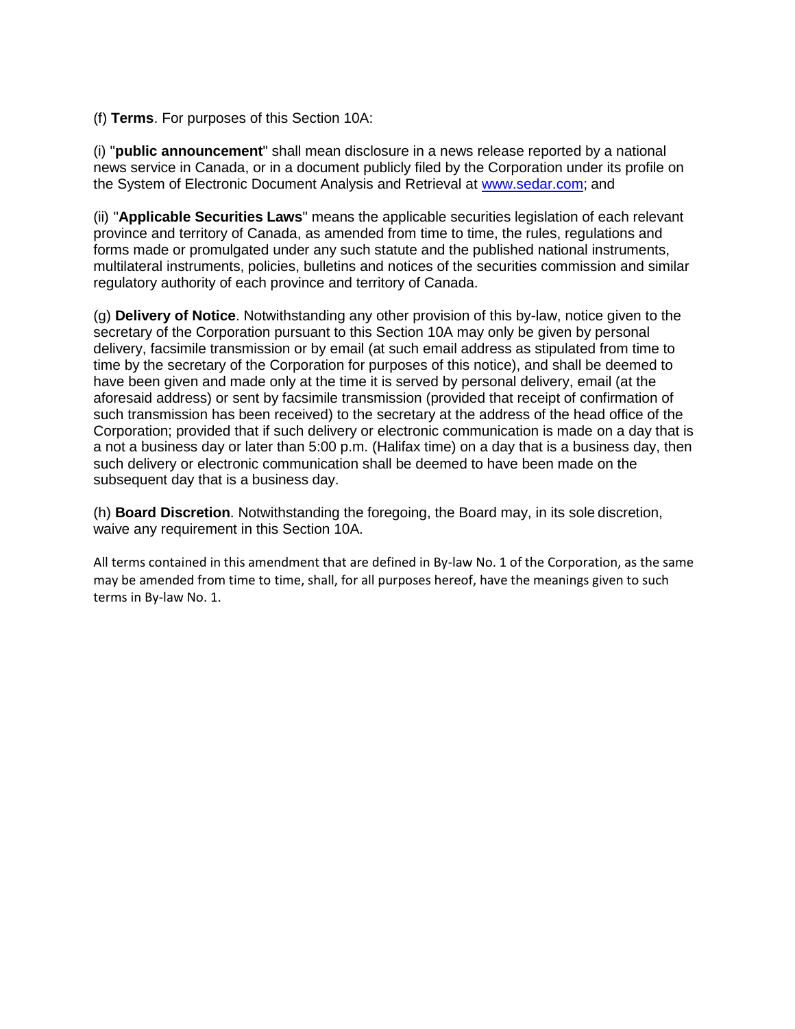(f) **Terms**. For purposes of this Section 10A:

(i) "**public announcement**" shall mean disclosure in a news release reported by a national news service in Canada, or in a document publicly filed by the Corporation under its profile on the System of Electronic Document Analysis and Retrieval at www.sedar.com; and

(ii) "**Applicable Securities Laws**" means the applicable securities legislation of each relevant province and territory of Canada, as amended from time to time, the rules, regulations and forms made or promulgated under any such statute and the published national instruments, multilateral instruments, policies, bulletins and notices of the securities commission and similar regulatory authority of each province and territory of Canada.

(g) **Delivery of Notice**. Notwithstanding any other provision of this by-law, notice given to the secretary of the Corporation pursuant to this Section 10A may only be given by personal delivery, facsimile transmission or by email (at such email address as stipulated from time to time by the secretary of the Corporation for purposes of this notice), and shall be deemed to have been given and made only at the time it is served by personal delivery, email (at the aforesaid address) or sent by facsimile transmission (provided that receipt of confirmation of such transmission has been received) to the secretary at the address of the head office of the Corporation; provided that if such delivery or electronic communication is made on a day that is a not a business day or later than 5:00 p.m. (Halifax time) on a day that is a business day, then such delivery or electronic communication shall be deemed to have been made on the subsequent day that is a business day.

(h) **Board Discretion**. Notwithstanding the foregoing, the Board may, in its sole discretion, waive any requirement in this Section 10A.

All terms contained in this amendment that are defined in By-law No. 1 of the Corporation, as the same may be amended from time to time, shall, for all purposes hereof, have the meanings given to such terms in By-law No. 1.